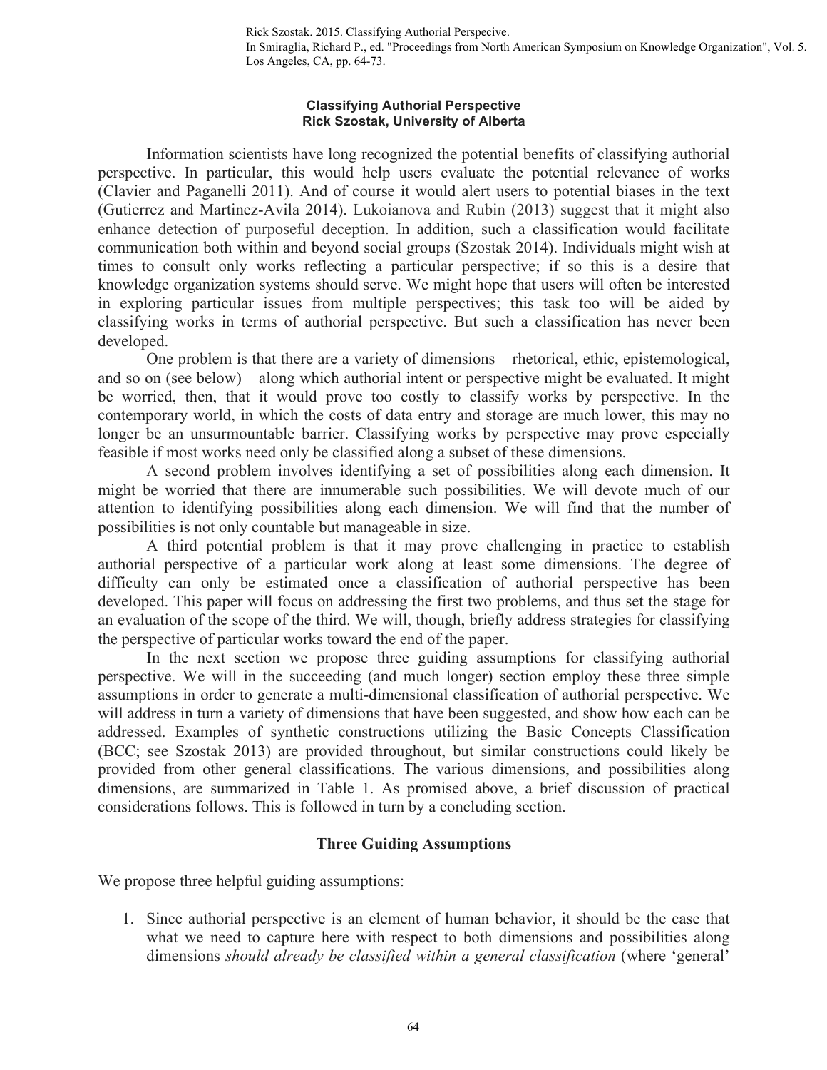Rick Szostak. 2015. Classifying Authorial Perspecive.
In Smiraglia, Richard P., ed. "Proceedings from North American Symposium on Knowledge Organization", Vol. 5.
Los Angeles, CA, pp. 64-73.

**Classifying Authorial Perspective**
**Rick Szostak, University of Alberta**

Information scientists have long recognized the potential benefits of classifying authorial perspective. In particular, this would help users evaluate the potential relevance of works (Clavier and Paganelli 2011). And of course it would alert users to potential biases in the text (Gutierrez and Martinez-Avila 2014). Lukoianova and Rubin (2013) suggest that it might also enhance detection of purposeful deception. In addition, such a classification would facilitate communication both within and beyond social groups (Szostak 2014). Individuals might wish at times to consult only works reflecting a particular perspective; if so this is a desire that knowledge organization systems should serve. We might hope that users will often be interested in exploring particular issues from multiple perspectives; this task too will be aided by classifying works in terms of authorial perspective. But such a classification has never been developed.

One problem is that there are a variety of dimensions – rhetorical, ethic, epistemological, and so on (see below) – along which authorial intent or perspective might be evaluated. It might be worried, then, that it would prove too costly to classify works by perspective. In the contemporary world, in which the costs of data entry and storage are much lower, this may no longer be an unsurmountable barrier. Classifying works by perspective may prove especially feasible if most works need only be classified along a subset of these dimensions.

A second problem involves identifying a set of possibilities along each dimension. It might be worried that there are innumerable such possibilities. We will devote much of our attention to identifying possibilities along each dimension. We will find that the number of possibilities is not only countable but manageable in size.

A third potential problem is that it may prove challenging in practice to establish authorial perspective of a particular work along at least some dimensions. The degree of difficulty can only be estimated once a classification of authorial perspective has been developed. This paper will focus on addressing the first two problems, and thus set the stage for an evaluation of the scope of the third. We will, though, briefly address strategies for classifying the perspective of particular works toward the end of the paper.

In the next section we propose three guiding assumptions for classifying authorial perspective. We will in the succeeding (and much longer) section employ these three simple assumptions in order to generate a multi-dimensional classification of authorial perspective. We will address in turn a variety of dimensions that have been suggested, and show how each can be addressed. Examples of synthetic constructions utilizing the Basic Concepts Classification (BCC; see Szostak 2013) are provided throughout, but similar constructions could likely be provided from other general classifications. The various dimensions, and possibilities along dimensions, are summarized in Table 1. As promised above, a brief discussion of practical considerations follows. This is followed in turn by a concluding section.

## Three Guiding Assumptions

We propose three helpful guiding assumptions:

1. Since authorial perspective is an element of human behavior, it should be the case that what we need to capture here with respect to both dimensions and possibilities along dimensions *should already be classified within a general classification* (where 'general'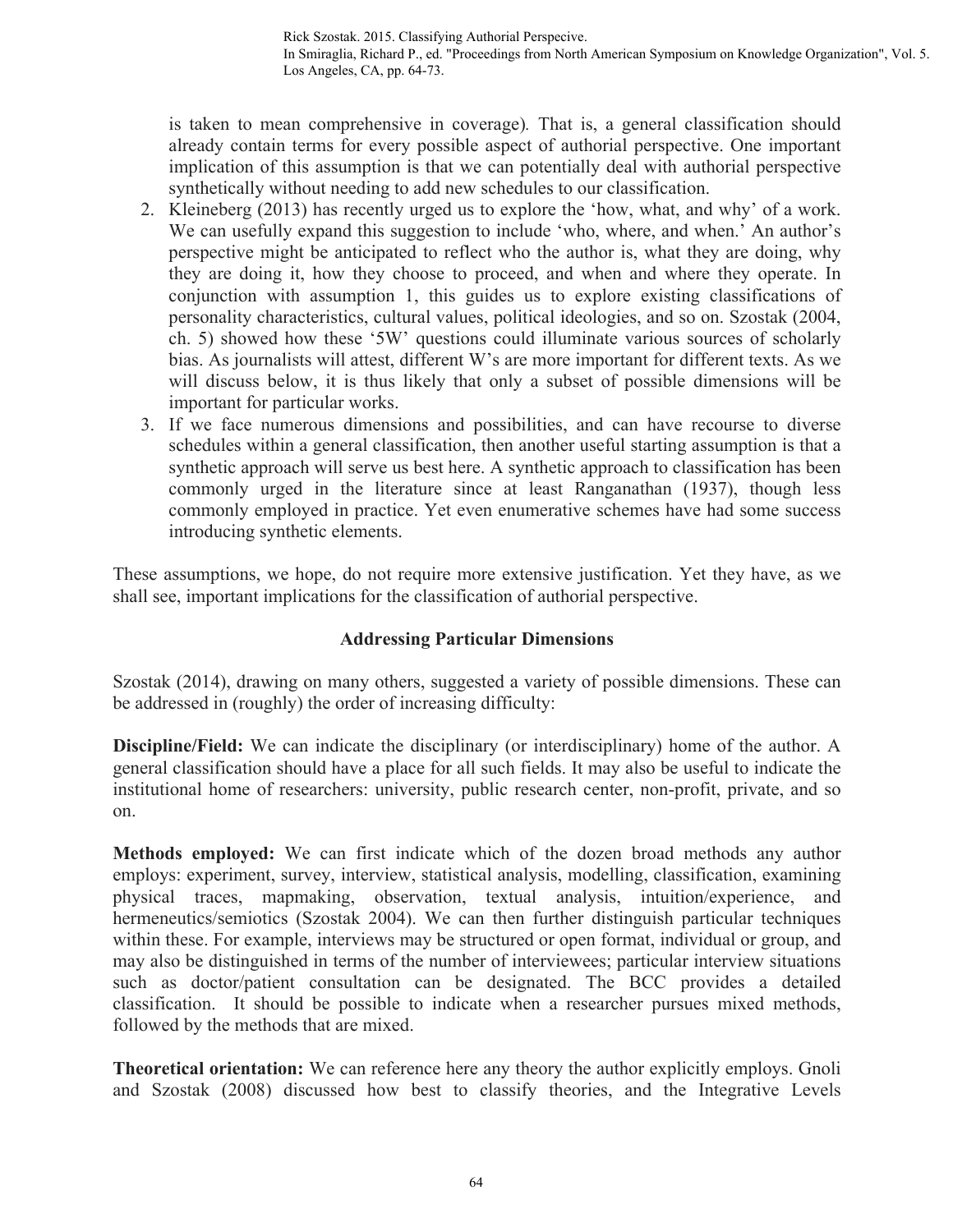is taken to mean comprehensive in coverage). That is, a general classification should already contain terms for every possible aspect of authorial perspective. One important implication of this assumption is that we can potentially deal with authorial perspective synthetically without needing to add new schedules to our classification.

2. Kleineberg (2013) has recently urged us to explore the 'how, what, and why' of a work. We can usefully expand this suggestion to include 'who, where, and when.' An author's perspective might be anticipated to reflect who the author is, what they are doing, why they are doing it, how they choose to proceed, and when and where they operate. In conjunction with assumption 1, this guides us to explore existing classifications of personality characteristics, cultural values, political ideologies, and so on. Szostak (2004, ch. 5) showed how these '5W' questions could illuminate various sources of scholarly bias. As journalists will attest, different W's are more important for different texts. As we will discuss below, it is thus likely that only a subset of possible dimensions will be important for particular works.
3. If we face numerous dimensions and possibilities, and can have recourse to diverse schedules within a general classification, then another useful starting assumption is that a synthetic approach will serve us best here. A synthetic approach to classification has been commonly urged in the literature since at least Ranganathan (1937), though less commonly employed in practice. Yet even enumerative schemes have had some success introducing synthetic elements.

These assumptions, we hope, do not require more extensive justification. Yet they have, as we shall see, important implications for the classification of authorial perspective.

## Addressing Particular Dimensions

Szostak (2014), drawing on many others, suggested a variety of possible dimensions. These can be addressed in (roughly) the order of increasing difficulty:

**Discipline/Field:** We can indicate the disciplinary (or interdisciplinary) home of the author. A general classification should have a place for all such fields. It may also be useful to indicate the institutional home of researchers: university, public research center, non-profit, private, and so on.

**Methods employed:** We can first indicate which of the dozen broad methods any author employs: experiment, survey, interview, statistical analysis, modelling, classification, examining physical traces, mapmaking, observation, textual analysis, intuition/experience, and hermeneutics/semiotics (Szostak 2004). We can then further distinguish particular techniques within these. For example, interviews may be structured or open format, individual or group, and may also be distinguished in terms of the number of interviewees; particular interview situations such as doctor/patient consultation can be designated. The BCC provides a detailed classification. It should be possible to indicate when a researcher pursues mixed methods, followed by the methods that are mixed.

**Theoretical orientation:** We can reference here any theory the author explicitly employs. Gnoli and Szostak (2008) discussed how best to classify theories, and the Integrative Levels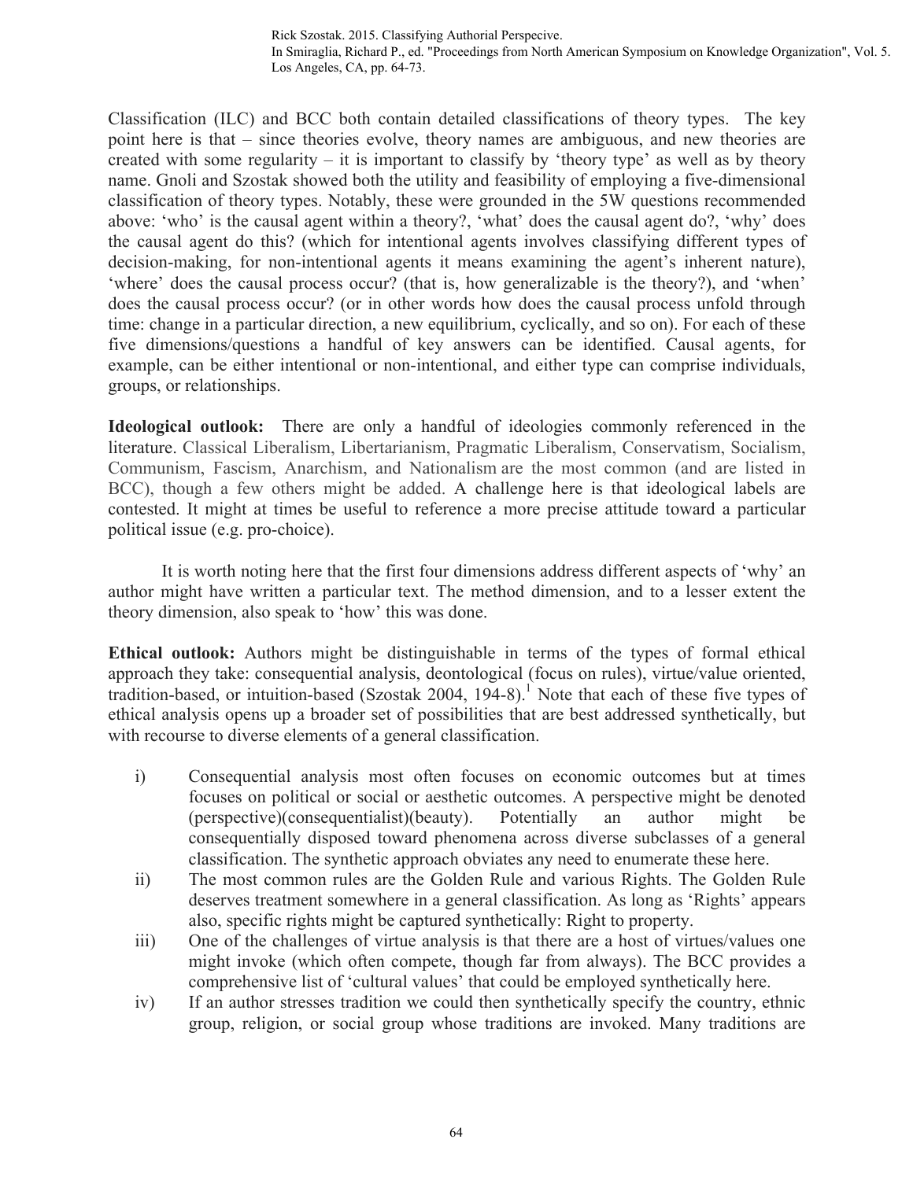Classification (ILC) and BCC both contain detailed classifications of theory types. The key point here is that – since theories evolve, theory names are ambiguous, and new theories are created with some regularity – it is important to classify by 'theory type' as well as by theory name. Gnoli and Szostak showed both the utility and feasibility of employing a five-dimensional classification of theory types. Notably, these were grounded in the 5W questions recommended above: 'who' is the causal agent within a theory?, 'what' does the causal agent do?, 'why' does the causal agent do this? (which for intentional agents involves classifying different types of decision-making, for non-intentional agents it means examining the agent's inherent nature), 'where' does the causal process occur? (that is, how generalizable is the theory?), and 'when' does the causal process occur? (or in other words how does the causal process unfold through time: change in a particular direction, a new equilibrium, cyclically, and so on). For each of these five dimensions/questions a handful of key answers can be identified. Causal agents, for example, can be either intentional or non-intentional, and either type can comprise individuals, groups, or relationships.

**Ideological outlook:** There are only a handful of ideologies commonly referenced in the literature. Classical Liberalism, Libertarianism, Pragmatic Liberalism, Conservatism, Socialism, Communism, Fascism, Anarchism, and Nationalism are the most common (and are listed in BCC), though a few others might be added. A challenge here is that ideological labels are contested. It might at times be useful to reference a more precise attitude toward a particular political issue (e.g. pro-choice).

It is worth noting here that the first four dimensions address different aspects of 'why' an author might have written a particular text. The method dimension, and to a lesser extent the theory dimension, also speak to 'how' this was done.

**Ethical outlook:** Authors might be distinguishable in terms of the types of formal ethical approach they take: consequential analysis, deontological (focus on rules), virtue/value oriented, tradition-based, or intuition-based (Szostak 2004, 194-8).[1] Note that each of these five types of ethical analysis opens up a broader set of possibilities that are best addressed synthetically, but with recourse to diverse elements of a general classification.

i) Consequential analysis most often focuses on economic outcomes but at times focuses on political or social or aesthetic outcomes. A perspective might be denoted (perspective)(consequentialist)(beauty). Potentially an author might be consequentially disposed toward phenomena across diverse subclasses of a general classification. The synthetic approach obviates any need to enumerate these here.
ii) The most common rules are the Golden Rule and various Rights. The Golden Rule deserves treatment somewhere in a general classification. As long as 'Rights' appears also, specific rights might be captured synthetically: Right to property.
iii) One of the challenges of virtue analysis is that there are a host of virtues/values one might invoke (which often compete, though far from always). The BCC provides a comprehensive list of 'cultural values' that could be employed synthetically here.
iv) If an author stresses tradition we could then synthetically specify the country, ethnic group, religion, or social group whose traditions are invoked. Many traditions are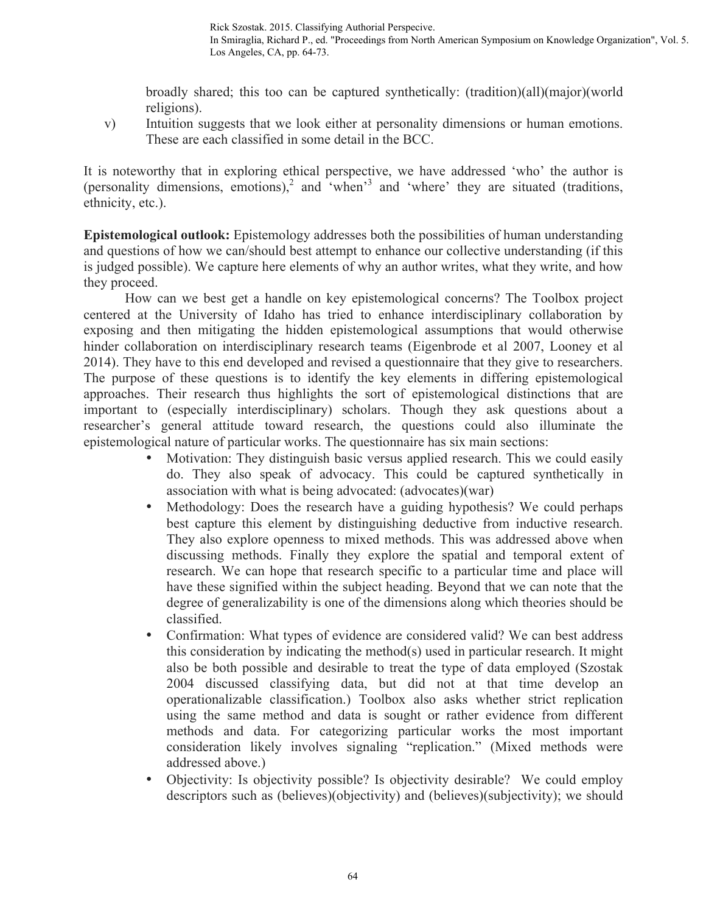broadly shared; this too can be captured synthetically: (tradition)(all)(major)(world religions).

v) Intuition suggests that we look either at personality dimensions or human emotions. These are each classified in some detail in the BCC.

It is noteworthy that in exploring ethical perspective, we have addressed 'who' the author is (personality dimensions, emotions),[2] and 'when'[3] and 'where' they are situated (traditions, ethnicity, etc.).

**Epistemological outlook:** Epistemology addresses both the possibilities of human understanding and questions of how we can/should best attempt to enhance our collective understanding (if this is judged possible). We capture here elements of why an author writes, what they write, and how they proceed.

How can we best get a handle on key epistemological concerns? The Toolbox project centered at the University of Idaho has tried to enhance interdisciplinary collaboration by exposing and then mitigating the hidden epistemological assumptions that would otherwise hinder collaboration on interdisciplinary research teams (Eigenbrode et al 2007, Looney et al 2014). They have to this end developed and revised a questionnaire that they give to researchers. The purpose of these questions is to identify the key elements in differing epistemological approaches. Their research thus highlights the sort of epistemological distinctions that are important to (especially interdisciplinary) scholars. Though they ask questions about a researcher's general attitude toward research, the questions could also illuminate the epistemological nature of particular works. The questionnaire has six main sections:

- Motivation: They distinguish basic versus applied research. This we could easily do. They also speak of advocacy. This could be captured synthetically in association with what is being advocated: (advocates)(war)
- Methodology: Does the research have a guiding hypothesis? We could perhaps best capture this element by distinguishing deductive from inductive research. They also explore openness to mixed methods. This was addressed above when discussing methods. Finally they explore the spatial and temporal extent of research. We can hope that research specific to a particular time and place will have these signified within the subject heading. Beyond that we can note that the degree of generalizability is one of the dimensions along which theories should be classified.
- Confirmation: What types of evidence are considered valid? We can best address this consideration by indicating the method(s) used in particular research. It might also be both possible and desirable to treat the type of data employed (Szostak 2004 discussed classifying data, but did not at that time develop an operationalizable classification.) Toolbox also asks whether strict replication using the same method and data is sought or rather evidence from different methods and data. For categorizing particular works the most important consideration likely involves signaling "replication." (Mixed methods were addressed above.)
- Objectivity: Is objectivity possible? Is objectivity desirable? We could employ descriptors such as (believes)(objectivity) and (believes)(subjectivity); we should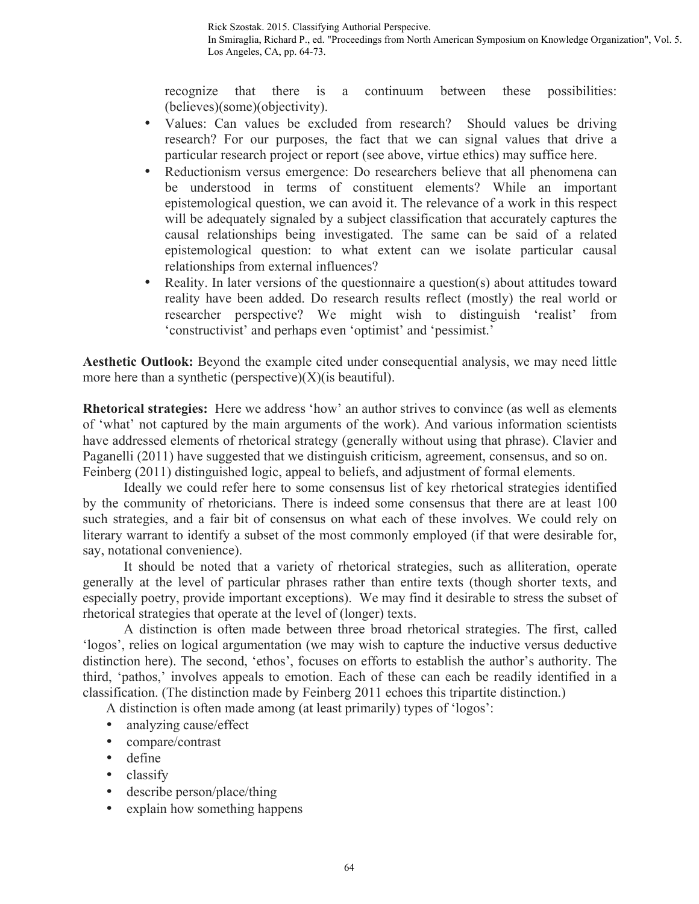recognize that there is a continuum between these possibilities: (believes)(some)(objectivity).

- Values: Can values be excluded from research? Should values be driving research? For our purposes, the fact that we can signal values that drive a particular research project or report (see above, virtue ethics) may suffice here.
- Reductionism versus emergence: Do researchers believe that all phenomena can be understood in terms of constituent elements? While an important epistemological question, we can avoid it. The relevance of a work in this respect will be adequately signaled by a subject classification that accurately captures the causal relationships being investigated. The same can be said of a related epistemological question: to what extent can we isolate particular causal relationships from external influences?
- Reality. In later versions of the questionnaire a question(s) about attitudes toward reality have been added. Do research results reflect (mostly) the real world or researcher perspective? We might wish to distinguish 'realist' from 'constructivist' and perhaps even 'optimist' and 'pessimist.'

**Aesthetic Outlook:** Beyond the example cited under consequential analysis, we may need little more here than a synthetic (perspective)(X)(is beautiful).

**Rhetorical strategies:** Here we address 'how' an author strives to convince (as well as elements of 'what' not captured by the main arguments of the work). And various information scientists have addressed elements of rhetorical strategy (generally without using that phrase). Clavier and Paganelli (2011) have suggested that we distinguish criticism, agreement, consensus, and so on. Feinberg (2011) distinguished logic, appeal to beliefs, and adjustment of formal elements.

Ideally we could refer here to some consensus list of key rhetorical strategies identified by the community of rhetoricians. There is indeed some consensus that there are at least 100 such strategies, and a fair bit of consensus on what each of these involves. We could rely on literary warrant to identify a subset of the most commonly employed (if that were desirable for, say, notational convenience).

It should be noted that a variety of rhetorical strategies, such as alliteration, operate generally at the level of particular phrases rather than entire texts (though shorter texts, and especially poetry, provide important exceptions). We may find it desirable to stress the subset of rhetorical strategies that operate at the level of (longer) texts.

A distinction is often made between three broad rhetorical strategies. The first, called 'logos', relies on logical argumentation (we may wish to capture the inductive versus deductive distinction here). The second, 'ethos', focuses on efforts to establish the author's authority. The third, 'pathos,' involves appeals to emotion. Each of these can each be readily identified in a classification. (The distinction made by Feinberg 2011 echoes this tripartite distinction.)

A distinction is often made among (at least primarily) types of 'logos':

- analyzing cause/effect
- compare/contrast
- define
- classify
- describe person/place/thing
- explain how something happens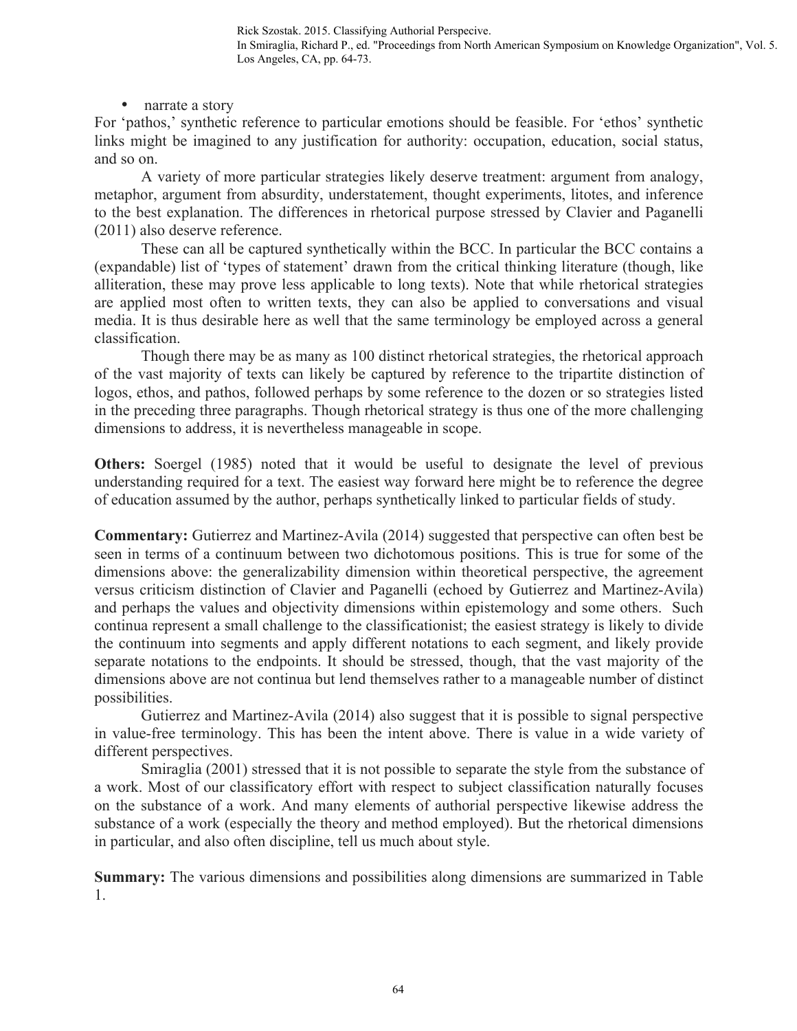- narrate a story

For 'pathos,' synthetic reference to particular emotions should be feasible. For 'ethos' synthetic links might be imagined to any justification for authority: occupation, education, social status, and so on.

A variety of more particular strategies likely deserve treatment: argument from analogy, metaphor, argument from absurdity, understatement, thought experiments, litotes, and inference to the best explanation. The differences in rhetorical purpose stressed by Clavier and Paganelli (2011) also deserve reference.

These can all be captured synthetically within the BCC. In particular the BCC contains a (expandable) list of 'types of statement' drawn from the critical thinking literature (though, like alliteration, these may prove less applicable to long texts). Note that while rhetorical strategies are applied most often to written texts, they can also be applied to conversations and visual media. It is thus desirable here as well that the same terminology be employed across a general classification.

Though there may be as many as 100 distinct rhetorical strategies, the rhetorical approach of the vast majority of texts can likely be captured by reference to the tripartite distinction of logos, ethos, and pathos, followed perhaps by some reference to the dozen or so strategies listed in the preceding three paragraphs. Though rhetorical strategy is thus one of the more challenging dimensions to address, it is nevertheless manageable in scope.

**Others:** Soergel (1985) noted that it would be useful to designate the level of previous understanding required for a text. The easiest way forward here might be to reference the degree of education assumed by the author, perhaps synthetically linked to particular fields of study.

**Commentary:** Gutierrez and Martinez-Avila (2014) suggested that perspective can often best be seen in terms of a continuum between two dichotomous positions. This is true for some of the dimensions above: the generalizability dimension within theoretical perspective, the agreement versus criticism distinction of Clavier and Paganelli (echoed by Gutierrez and Martinez-Avila) and perhaps the values and objectivity dimensions within epistemology and some others. Such continua represent a small challenge to the classificationist; the easiest strategy is likely to divide the continuum into segments and apply different notations to each segment, and likely provide separate notations to the endpoints. It should be stressed, though, that the vast majority of the dimensions above are not continua but lend themselves rather to a manageable number of distinct possibilities.

Gutierrez and Martinez-Avila (2014) also suggest that it is possible to signal perspective in value-free terminology. This has been the intent above. There is value in a wide variety of different perspectives.

Smiraglia (2001) stressed that it is not possible to separate the style from the substance of a work. Most of our classificatory effort with respect to subject classification naturally focuses on the substance of a work. And many elements of authorial perspective likewise address the substance of a work (especially the theory and method employed). But the rhetorical dimensions in particular, and also often discipline, tell us much about style.

**Summary:** The various dimensions and possibilities along dimensions are summarized in Table 1.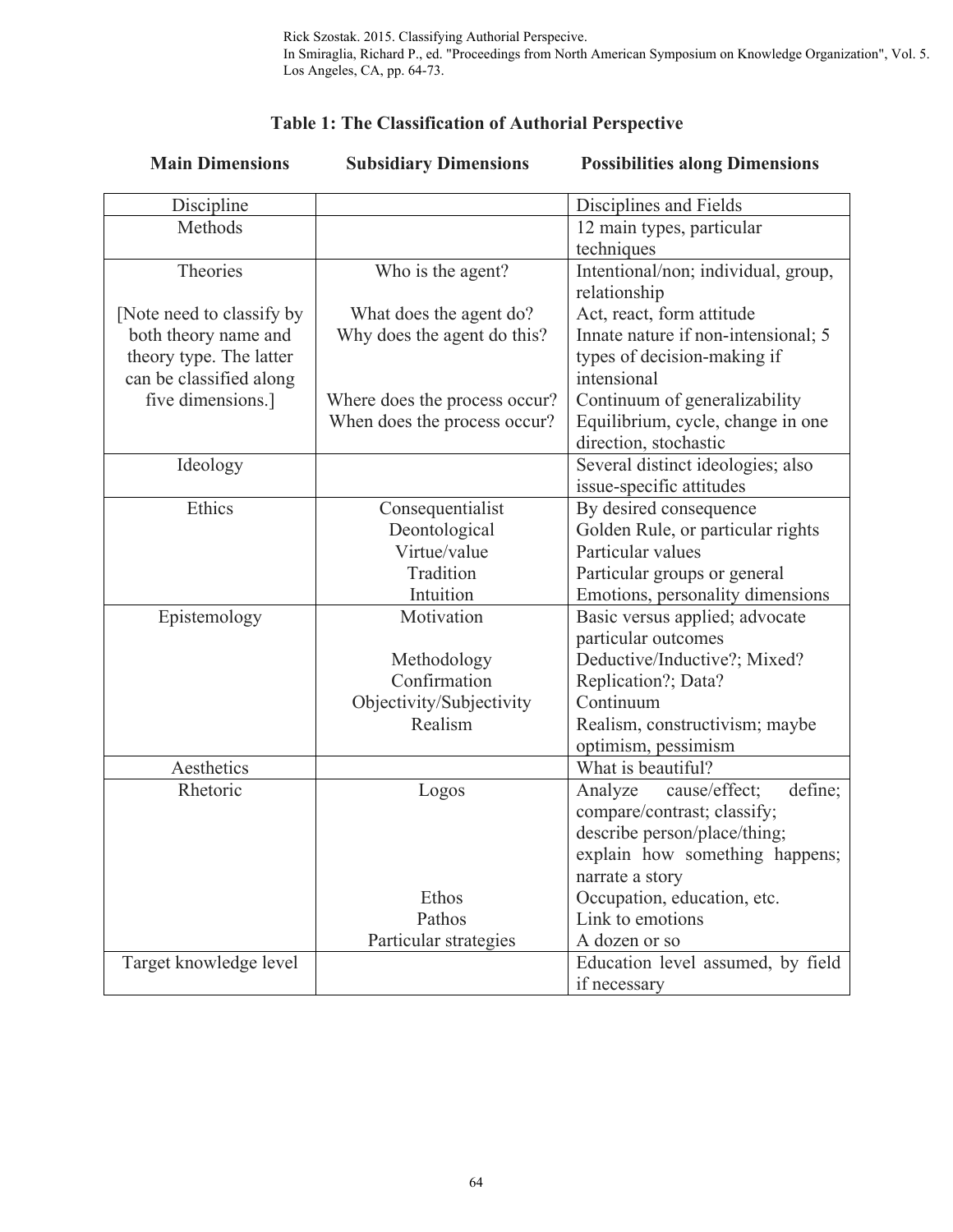Rick Szostak. 2015. Classifying Authorial Perspecive.
In Smiraglia, Richard P., ed. "Proceedings from North American Symposium on Knowledge Organization", Vol. 5. Los Angeles, CA, pp. 64-73.

**Table 1: The Classification of Authorial Perspective**

| Main Dimensions | Subsidiary Dimensions | Possibilities along Dimensions |
|---|---|---|
| Discipline | | Disciplines and Fields |
| Methods | | 12 main types, particular techniques |
| Theories | Who is the agent? | Intentional/non; individual, group, relationship |
| [Note need to classify by both theory name and theory type. The latter can be classified along five dimensions.] | What does the agent do? | Act, react, form attitude |
| | Why does the agent do this? | Innate nature if non-intensional; 5 types of decision-making if intensional |
| | Where does the process occur? | Continuum of generalizability |
| | When does the process occur? | Equilibrium, cycle, change in one direction, stochastic |
| Ideology | | Several distinct ideologies; also issue-specific attitudes |
| Ethics | Consequentialist | By desired consequence |
| | Deontological | Golden Rule, or particular rights |
| | Virtue/value | Particular values |
| | Tradition | Particular groups or general |
| | Intuition | Emotions, personality dimensions |
| Epistemology | Motivation | Basic versus applied; advocate particular outcomes |
| | Methodology | Deductive/Inductive?; Mixed? |
| | Confirmation | Replication?; Data? |
| | Objectivity/Subjectivity | Continuum |
| | Realism | Realism, constructivism; maybe optimism, pessimism |
| Aesthetics | | What is beautiful? |
| Rhetoric | Logos | Analyze cause/effect; define; compare/contrast; classify; describe person/place/thing; explain how something happens; narrate a story |
| | Ethos | Occupation, education, etc. |
| | Pathos | Link to emotions |
| | Particular strategies | A dozen or so |
| Target knowledge level | | Education level assumed, by field if necessary |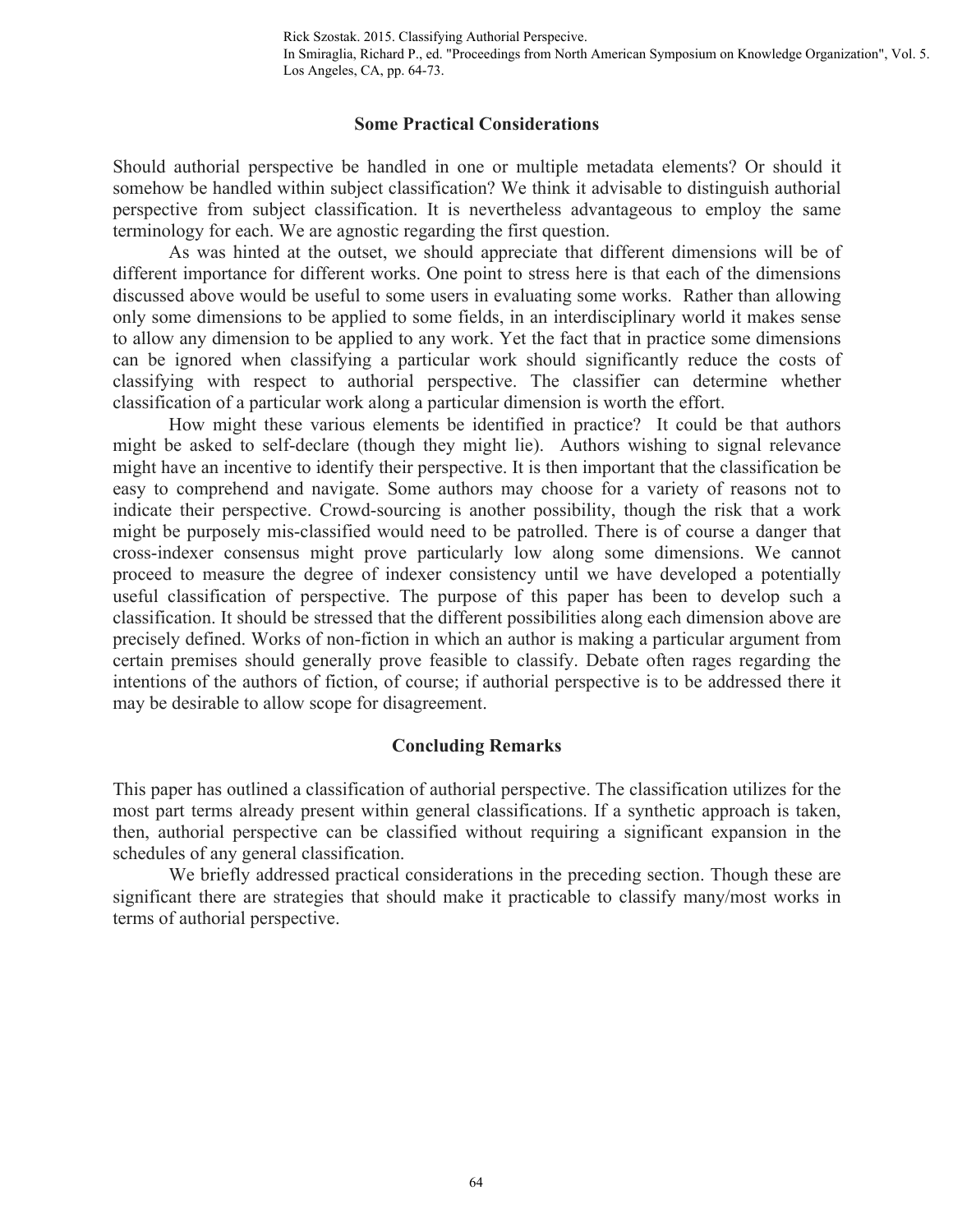## Some Practical Considerations

Should authorial perspective be handled in one or multiple metadata elements? Or should it somehow be handled within subject classification? We think it advisable to distinguish authorial perspective from subject classification. It is nevertheless advantageous to employ the same terminology for each. We are agnostic regarding the first question.

As was hinted at the outset, we should appreciate that different dimensions will be of different importance for different works. One point to stress here is that each of the dimensions discussed above would be useful to some users in evaluating some works. Rather than allowing only some dimensions to be applied to some fields, in an interdisciplinary world it makes sense to allow any dimension to be applied to any work. Yet the fact that in practice some dimensions can be ignored when classifying a particular work should significantly reduce the costs of classifying with respect to authorial perspective. The classifier can determine whether classification of a particular work along a particular dimension is worth the effort.

How might these various elements be identified in practice? It could be that authors might be asked to self-declare (though they might lie). Authors wishing to signal relevance might have an incentive to identify their perspective. It is then important that the classification be easy to comprehend and navigate. Some authors may choose for a variety of reasons not to indicate their perspective. Crowd-sourcing is another possibility, though the risk that a work might be purposely mis-classified would need to be patrolled. There is of course a danger that cross-indexer consensus might prove particularly low along some dimensions. We cannot proceed to measure the degree of indexer consistency until we have developed a potentially useful classification of perspective. The purpose of this paper has been to develop such a classification. It should be stressed that the different possibilities along each dimension above are precisely defined. Works of non-fiction in which an author is making a particular argument from certain premises should generally prove feasible to classify. Debate often rages regarding the intentions of the authors of fiction, of course; if authorial perspective is to be addressed there it may be desirable to allow scope for disagreement.

## Concluding Remarks

This paper has outlined a classification of authorial perspective. The classification utilizes for the most part terms already present within general classifications. If a synthetic approach is taken, then, authorial perspective can be classified without requiring a significant expansion in the schedules of any general classification.

We briefly addressed practical considerations in the preceding section. Though these are significant there are strategies that should make it practicable to classify many/most works in terms of authorial perspective.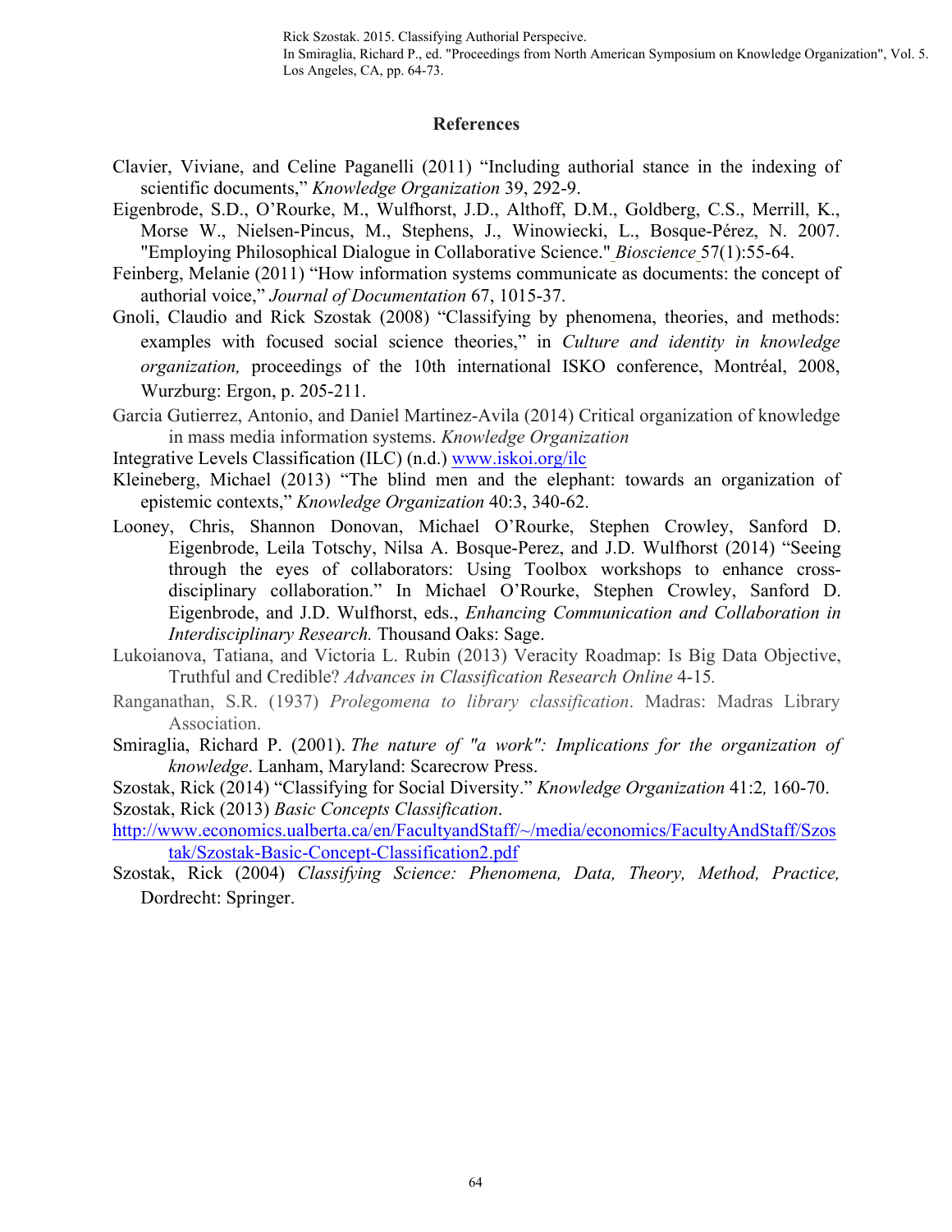## References

Clavier, Viviane, and Celine Paganelli (2011) "Including authorial stance in the indexing of scientific documents," *Knowledge Organization* 39, 292-9.

Eigenbrode, S.D., O'Rourke, M., Wulfhorst, J.D., Althoff, D.M., Goldberg, C.S., Merrill, K., Morse W., Nielsen-Pincus, M., Stephens, J., Winowiecki, L., Bosque-Pérez, N. 2007. "Employing Philosophical Dialogue in Collaborative Science." *Bioscience* 57(1):55-64.

Feinberg, Melanie (2011) "How information systems communicate as documents: the concept of authorial voice," *Journal of Documentation* 67, 1015-37.

Gnoli, Claudio and Rick Szostak (2008) "Classifying by phenomena, theories, and methods: examples with focused social science theories," in *Culture and identity in knowledge organization,* proceedings of the 10th international ISKO conference, Montréal, 2008, Wurzburg: Ergon, p. 205-211.

Garcia Gutierrez, Antonio, and Daniel Martinez-Avila (2014) Critical organization of knowledge in mass media information systems. *Knowledge Organization*

Integrative Levels Classification (ILC) (n.d.) www.iskoi.org/ilc

Kleineberg, Michael (2013) "The blind men and the elephant: towards an organization of epistemic contexts," *Knowledge Organization* 40:3, 340-62.

Looney, Chris, Shannon Donovan, Michael O'Rourke, Stephen Crowley, Sanford D. Eigenbrode, Leila Totschy, Nilsa A. Bosque-Perez, and J.D. Wulfhorst (2014) "Seeing through the eyes of collaborators: Using Toolbox workshops to enhance cross-disciplinary collaboration." In Michael O'Rourke, Stephen Crowley, Sanford D. Eigenbrode, and J.D. Wulfhorst, eds., *Enhancing Communication and Collaboration in Interdisciplinary Research.* Thousand Oaks: Sage.

Lukoianova, Tatiana, and Victoria L. Rubin (2013) Veracity Roadmap: Is Big Data Objective, Truthful and Credible? *Advances in Classification Research Online* 4-15*.*

Ranganathan, S.R. (1937) *Prolegomena to library classification*. Madras: Madras Library Association.

Smiraglia, Richard P. (2001). *The nature of "a work": Implications for the organization of knowledge*. Lanham, Maryland: Scarecrow Press.

Szostak, Rick (2014) "Classifying for Social Diversity." *Knowledge Organization* 41:2*,* 160-70.

Szostak, Rick (2013) *Basic Concepts Classification*. http://www.economics.ualberta.ca/en/FacultyandStaff/~/media/economics/FacultyAndStaff/Szostak/Szostak-Basic-Concept-Classification2.pdf

Szostak, Rick (2004) *Classifying Science: Phenomena, Data, Theory, Method, Practice,* Dordrecht: Springer.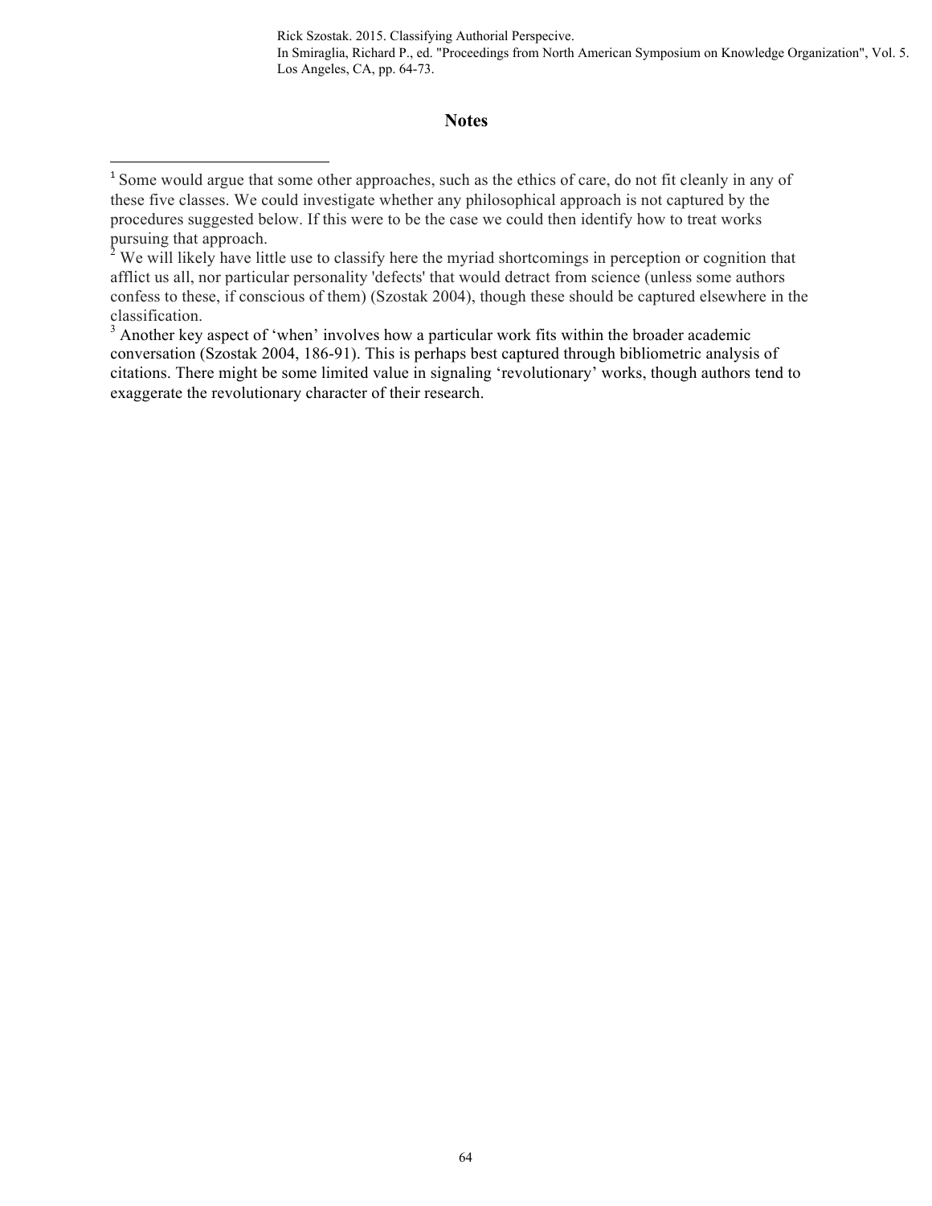## Notes

[1] Some would argue that some other approaches, such as the ethics of care, do not fit cleanly in any of these five classes. We could investigate whether any philosophical approach is not captured by the procedures suggested below. If this were to be the case we could then identify how to treat works pursuing that approach.

[2] We will likely have little use to classify here the myriad shortcomings in perception or cognition that afflict us all, nor particular personality 'defects' that would detract from science (unless some authors confess to these, if conscious of them) (Szostak 2004), though these should be captured elsewhere in the classification.

[3] Another key aspect of 'when' involves how a particular work fits within the broader academic conversation (Szostak 2004, 186-91). This is perhaps best captured through bibliometric analysis of citations. There might be some limited value in signaling 'revolutionary' works, though authors tend to exaggerate the revolutionary character of their research.